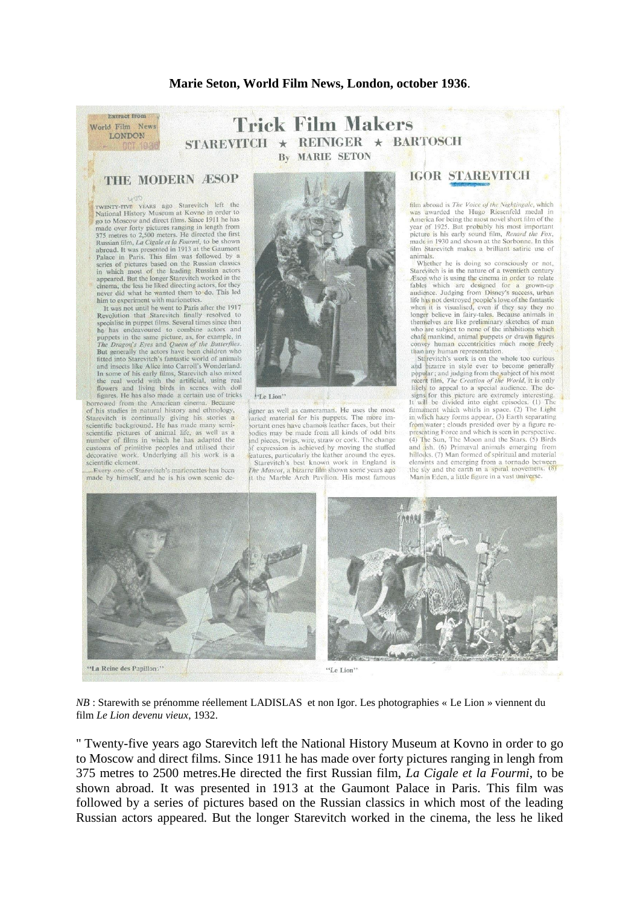**Marie Seton, World Film News, London, october 1936**.

Extract from World Film News LONDON OCT 1936

# Trick Film Makers

## STAREVITCH ★ REINIGER ★ BARTOSCH

By MARIE SETON

## THE MODERN ÆSOP

## IGOR STAREVITCH

TWENTY-FIVE YEARS ago Starevitch left the National History Museum at Kovno in order to go to Moscow and direct films. Since 1911 he has made over forty pictures ranging in length from 375 metres to 2,500 meters. He directed the first Russian film, *La Cigale et la Fourmi*, to be shown abroad. It was presented in 1913 at the Gaumont Palace in Paris. This film was followed by a series of pictures based on the Russian classics in which most of the leading Russian actors appeared. But the longer Starevitch worked in the cinema, the less he liked directing actors, for they never did what he wanted them to do. This led him to experiment with marionettes.

It was not until he went to Paris after the 1917 Revolution that Starevitch finally resolved to specialise in puppet films. Several times since then he has endeavoured to combine actors and puppets in the same picture, as, for example, in *The Dragon's Eyes* and *Queen of the Butterflies*. But generally the actors have been children who fitted into Starevitch's fantastic world of animals and insects like Alice into Carroll's Wonderland. In some of his early films, Starevitch also mixed the real world with the artificial, using real flowers and living birds in scenes with doll figures. He has also made a certain use of tricks borrowed from the American cinema. Because of his studies in natural history and ethnology, Starevitch is continually giving his stories a scientific background. He has made many semi-scientific pictures of animal life, as well as a number of films in which he has adapted the customs of primitive peoples and utilised their decorative work. Underlying all his work is a scientific element.

Every one of Starevitch's marionettes has been made by himself, and he is his own scenic designer as well as cameraman. He uses the most varied material for his puppets. The more important ones have chamois leather faces, but their bodies may be made from all kinds of odd bits and pieces, twigs, wire, straw or cork. The change of expression is achieved by moving the stuffed features, particularly the leather around the eyes.

Starevitch's best known work in England is *The Mascot*, a bizarre film shown some years ago at the Marble Arch Pavilion. His most famous film abroad is *The Voice of the Nightingale*, which was awarded the Hugo Riesenfeld medal in America for being the most novel short film of the year of 1925. But probably his most important picture is his early sound film, *Renard the Fox*, made in 1930 and shown at the Sorbonne. In this film Starevitch makes a brilliant satiric use of animals.

Whether he is doing so consciously or not, Starevitch is in the nature of a twentieth century Æsop who is using the cinema in order to relate fables which are designed for a grown-up audience. Judging from Disney's success, urban life has not destroyed people's love of the fantastic when it is visualised, even if they say they no longer believe in fairy-tales. Because animals in themselves are like preliminary sketches of man who are subject to none of the inhibitions which chafe mankind, animal puppets or drawn figures convey human eccentricities much more freely than any human representation.

Starevitch's work is on the whole too curious and bizarre in style ever to become generally popular; and judging from the subject of his most recent film, *The Creation of the World*, it is only likely to appeal to a special audience. The designs for this picture are extremely interesting. It will be divided into eight episodes. (1) The firmament which whirls in space. (2) The Light in which hazy forms appear. (3) Earth separating from water; clouds presided over by a figure representing Force and which is seen in perspective. (4) The Sun, The Moon and the Stars. (5) Birds and fish. (6) Primæval animals emerging from hillocks. (7) Man formed of spiritual and material elements and emerging from a tornado between the sky and the earth in a spiral movement. (8) Man in Eden, a little figure in a vast universe.

"Le Lion"

"La Reine des Papillons"

"Le Lion"

*NB* : Starewith se prénomme réellement LADISLAS et non Igor. Les photographies « Le Lion » viennent du film *Le Lion devenu vieux*, 1932.

" Twenty-five years ago Starevitch left the National History Museum at Kovno in order to go to Moscow and direct films. Since 1911 he has made over forty pictures ranging in lengh from 375 metres to 2500 metres.He directed the first Russian film, *La Cigale et la Fourmi*, to be shown abroad. It was presented in 1913 at the Gaumont Palace in Paris. This film was followed by a series of pictures based on the Russian classics in which most of the leading Russian actors appeared. But the longer Starevitch worked in the cinema, the less he liked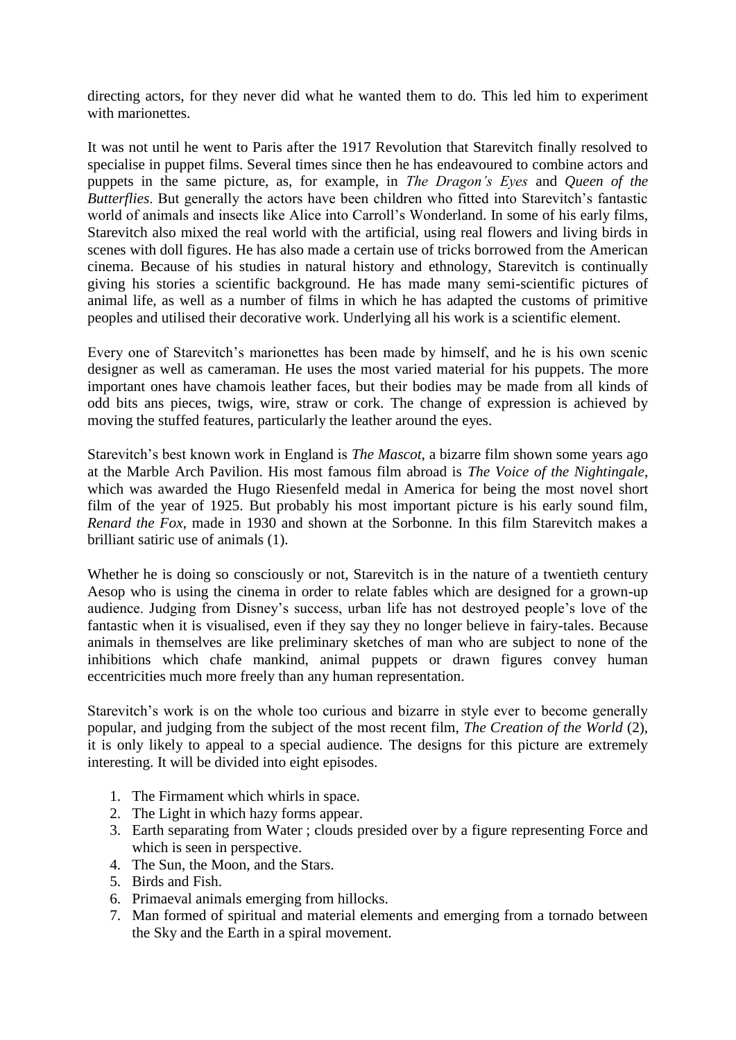directing actors, for they never did what he wanted them to do. This led him to experiment with marionettes.

It was not until he went to Paris after the 1917 Revolution that Starevitch finally resolved to specialise in puppet films. Several times since then he has endeavoured to combine actors and puppets in the same picture, as, for example, in *The Dragon's Eyes* and *Queen of the Butterflies*. But generally the actors have been children who fitted into Starevitch's fantastic world of animals and insects like Alice into Carroll's Wonderland. In some of his early films, Starevitch also mixed the real world with the artificial, using real flowers and living birds in scenes with doll figures. He has also made a certain use of tricks borrowed from the American cinema. Because of his studies in natural history and ethnology, Starevitch is continually giving his stories a scientific background. He has made many semi-scientific pictures of animal life, as well as a number of films in which he has adapted the customs of primitive peoples and utilised their decorative work. Underlying all his work is a scientific element.

Every one of Starevitch's marionettes has been made by himself, and he is his own scenic designer as well as cameraman. He uses the most varied material for his puppets. The more important ones have chamois leather faces, but their bodies may be made from all kinds of odd bits ans pieces, twigs, wire, straw or cork. The change of expression is achieved by moving the stuffed features, particularly the leather around the eyes.

Starevitch's best known work in England is *The Mascot*, a bizarre film shown some years ago at the Marble Arch Pavilion. His most famous film abroad is *The Voice of the Nightingale*, which was awarded the Hugo Riesenfeld medal in America for being the most novel short film of the year of 1925. But probably his most important picture is his early sound film, *Renard the Fox*, made in 1930 and shown at the Sorbonne. In this film Starevitch makes a brilliant satiric use of animals (1).

Whether he is doing so consciously or not, Starevitch is in the nature of a twentieth century Aesop who is using the cinema in order to relate fables which are designed for a grown-up audience. Judging from Disney's success, urban life has not destroyed people's love of the fantastic when it is visualised, even if they say they no longer believe in fairy-tales. Because animals in themselves are like preliminary sketches of man who are subject to none of the inhibitions which chafe mankind, animal puppets or drawn figures convey human eccentricities much more freely than any human representation.

Starevitch's work is on the whole too curious and bizarre in style ever to become generally popular, and judging from the subject of the most recent film, *The Creation of the World* (2), it is only likely to appeal to a special audience. The designs for this picture are extremely interesting. It will be divided into eight episodes.

1. The Firmament which whirls in space.
2. The Light in which hazy forms appear.
3. Earth separating from Water ; clouds presided over by a figure representing Force and which is seen in perspective.
4. The Sun, the Moon, and the Stars.
5. Birds and Fish.
6. Primaeval animals emerging from hillocks.
7. Man formed of spiritual and material elements and emerging from a tornado between the Sky and the Earth in a spiral movement.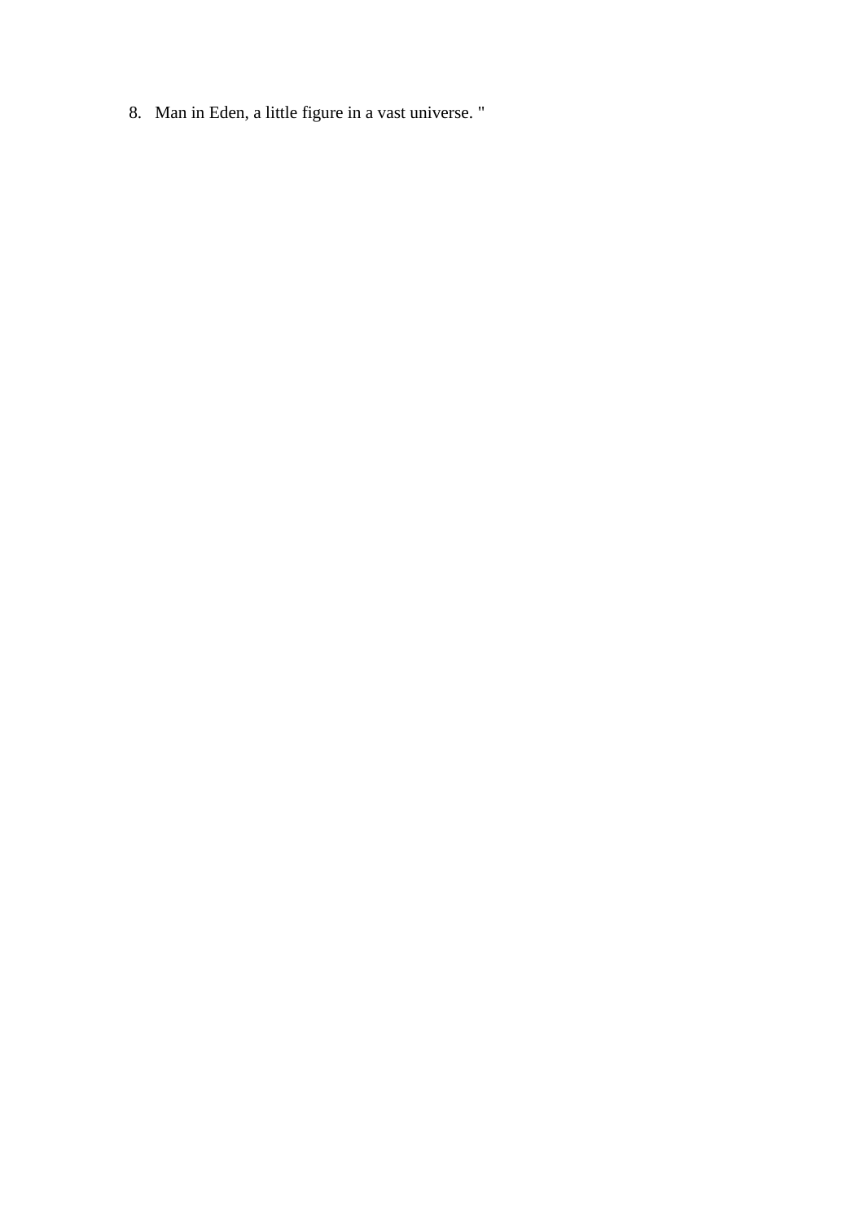8. Man in Eden, a little figure in a vast universe. "